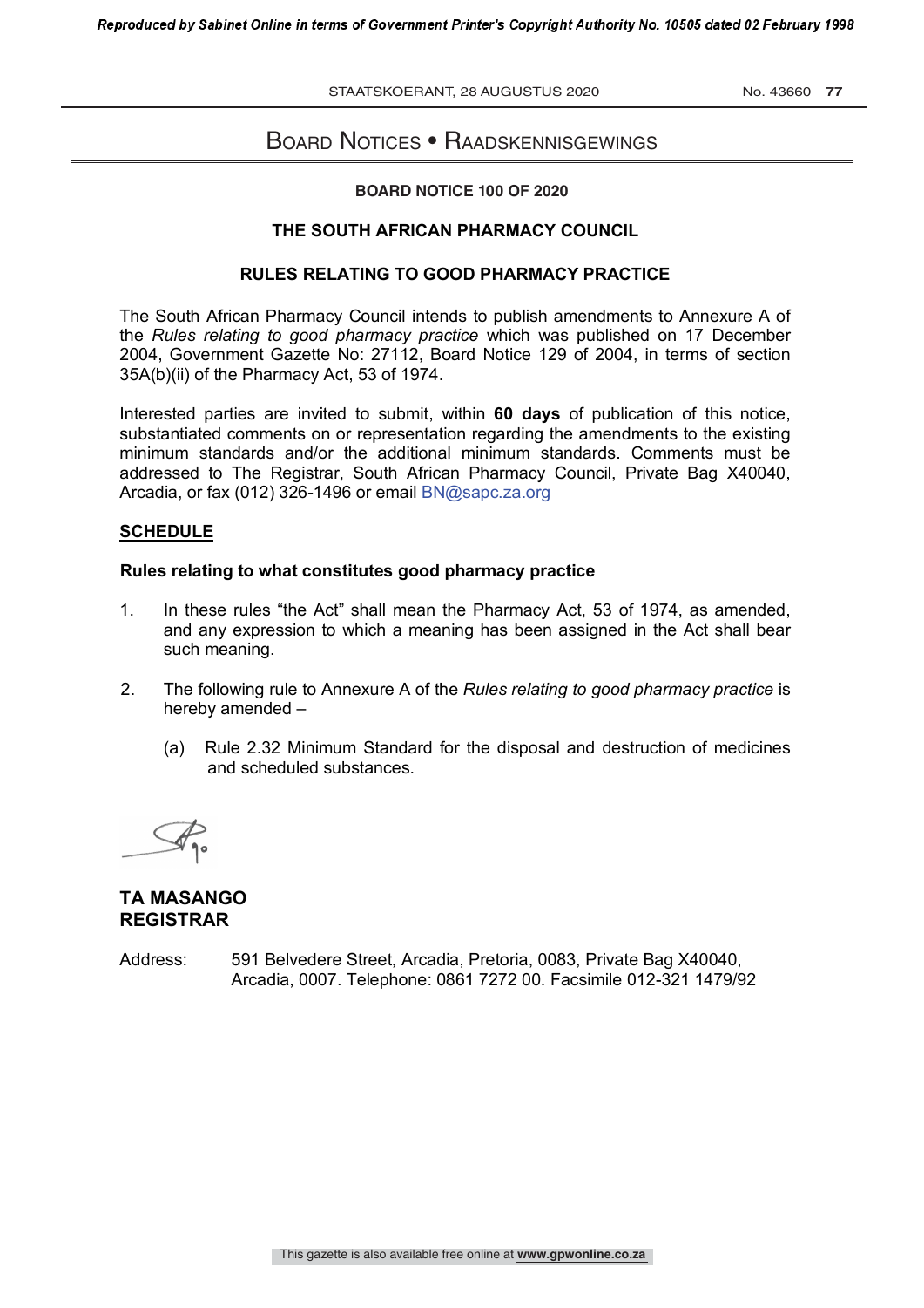# Board Notices • Raadskennisgewings

**BOARD NOTICE 100 OF 2020**

**THE SOUTH AFRICAN PHARMACY COUNCIL**

**RULES RELATING TO GOOD PHARMACY PRACTICE**

The South African Pharmacy Council intends to publish amendments to Annexure A of the *Rules relating to good pharmacy practice* which was published on 17 December 2004, Government Gazette No: 27112, Board Notice 129 of 2004, in terms of section 35A(b)(ii) of the Pharmacy Act, 53 of 1974.

Interested parties are invited to submit, within **60 days** of publication of this notice, substantiated comments on or representation regarding the amendments to the existing minimum standards and/or the additional minimum standards. Comments must be addressed to The Registrar, South African Pharmacy Council, Private Bag X40040, Arcadia, or fax (012) 326-1496 or email BN@sapc.za.org

**SCHEDULE**

**Rules relating to what constitutes good pharmacy practice**

1. In these rules "the Act" shall mean the Pharmacy Act, 53 of 1974, as amended, and any expression to which a meaning has been assigned in the Act shall bear such meaning.

2. The following rule to Annexure A of the *Rules relating to good pharmacy practice* is hereby amended –

   (a) Rule 2.32 Minimum Standard for the disposal and destruction of medicines and scheduled substances.

**TA MASANGO**
**REGISTRAR**

Address: 591 Belvedere Street, Arcadia, Pretoria, 0083, Private Bag X40040, Arcadia, 0007. Telephone: 0861 7272 00. Facsimile 012-321 1479/92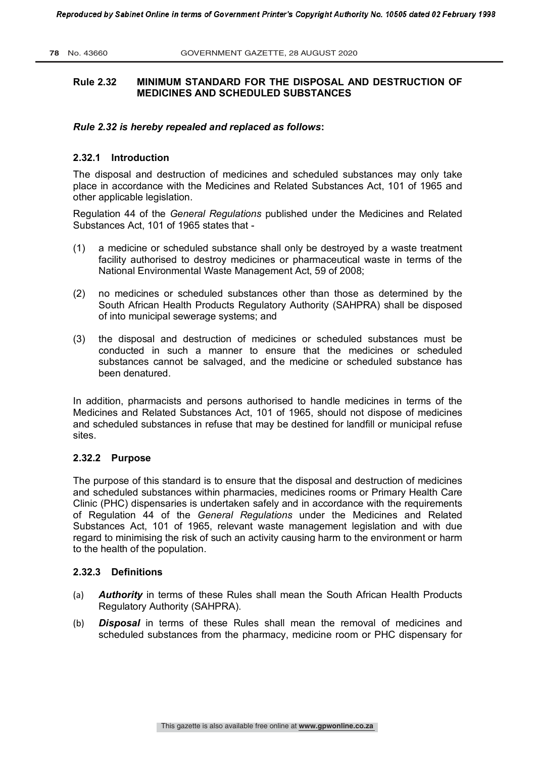## Rule 2.32 MINIMUM STANDARD FOR THE DISPOSAL AND DESTRUCTION OF MEDICINES AND SCHEDULED SUBSTANCES

***Rule 2.32 is hereby repealed and replaced as follows*:**

### 2.32.1 Introduction

The disposal and destruction of medicines and scheduled substances may only take place in accordance with the Medicines and Related Substances Act, 101 of 1965 and other applicable legislation.

Regulation 44 of the *General Regulations* published under the Medicines and Related Substances Act, 101 of 1965 states that -

(1) a medicine or scheduled substance shall only be destroyed by a waste treatment facility authorised to destroy medicines or pharmaceutical waste in terms of the National Environmental Waste Management Act, 59 of 2008;

(2) no medicines or scheduled substances other than those as determined by the South African Health Products Regulatory Authority (SAHPRA) shall be disposed of into municipal sewerage systems; and

(3) the disposal and destruction of medicines or scheduled substances must be conducted in such a manner to ensure that the medicines or scheduled substances cannot be salvaged, and the medicine or scheduled substance has been denatured.

In addition, pharmacists and persons authorised to handle medicines in terms of the Medicines and Related Substances Act, 101 of 1965, should not dispose of medicines and scheduled substances in refuse that may be destined for landfill or municipal refuse sites.

### 2.32.2 Purpose

The purpose of this standard is to ensure that the disposal and destruction of medicines and scheduled substances within pharmacies, medicines rooms or Primary Health Care Clinic (PHC) dispensaries is undertaken safely and in accordance with the requirements of Regulation 44 of the *General Regulations* under the Medicines and Related Substances Act, 101 of 1965, relevant waste management legislation and with due regard to minimising the risk of such an activity causing harm to the environment or harm to the health of the population.

### 2.32.3 Definitions

(a) ***Authority*** in terms of these Rules shall mean the South African Health Products Regulatory Authority (SAHPRA).

(b) ***Disposal*** in terms of these Rules shall mean the removal of medicines and scheduled substances from the pharmacy, medicine room or PHC dispensary for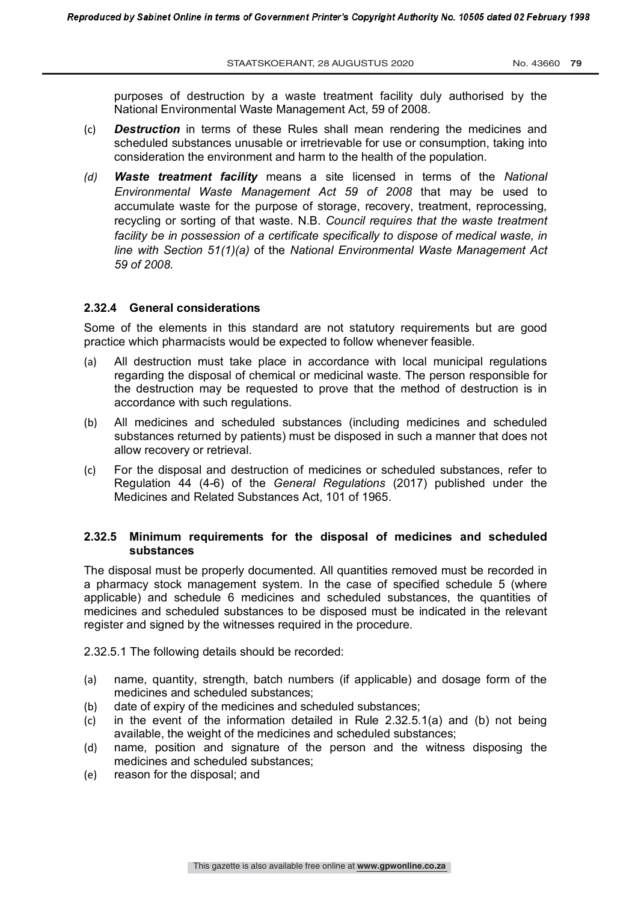purposes of destruction by a waste treatment facility duly authorised by the National Environmental Waste Management Act, 59 of 2008.

(c) ***Destruction*** in terms of these Rules shall mean rendering the medicines and scheduled substances unusable or irretrievable for use or consumption, taking into consideration the environment and harm to the health of the population.

*(d)* ***Waste treatment facility*** means a site licensed in terms of the *National Environmental Waste Management Act 59 of 2008* that may be used to accumulate waste for the purpose of storage, recovery, treatment, reprocessing, recycling or sorting of that waste. N.B. *Council requires that the waste treatment facility be in possession of a certificate specifically to dispose of medical waste, in line with Section 51(1)(a)* of the *National Environmental Waste Management Act 59 of 2008.*

### 2.32.4 General considerations

Some of the elements in this standard are not statutory requirements but are good practice which pharmacists would be expected to follow whenever feasible.

(a) All destruction must take place in accordance with local municipal regulations regarding the disposal of chemical or medicinal waste. The person responsible for the destruction may be requested to prove that the method of destruction is in accordance with such regulations.

(b) All medicines and scheduled substances (including medicines and scheduled substances returned by patients) must be disposed in such a manner that does not allow recovery or retrieval.

(c) For the disposal and destruction of medicines or scheduled substances, refer to Regulation 44 (4-6) of the *General Regulations* (2017) published under the Medicines and Related Substances Act, 101 of 1965.

### 2.32.5 Minimum requirements for the disposal of medicines and scheduled substances

The disposal must be properly documented. All quantities removed must be recorded in a pharmacy stock management system. In the case of specified schedule 5 (where applicable) and schedule 6 medicines and scheduled substances, the quantities of medicines and scheduled substances to be disposed must be indicated in the relevant register and signed by the witnesses required in the procedure.

2.32.5.1 The following details should be recorded:

(a) name, quantity, strength, batch numbers (if applicable) and dosage form of the medicines and scheduled substances;
(b) date of expiry of the medicines and scheduled substances;
(c) in the event of the information detailed in Rule 2.32.5.1(a) and (b) not being available, the weight of the medicines and scheduled substances;
(d) name, position and signature of the person and the witness disposing the medicines and scheduled substances;
(e) reason for the disposal; and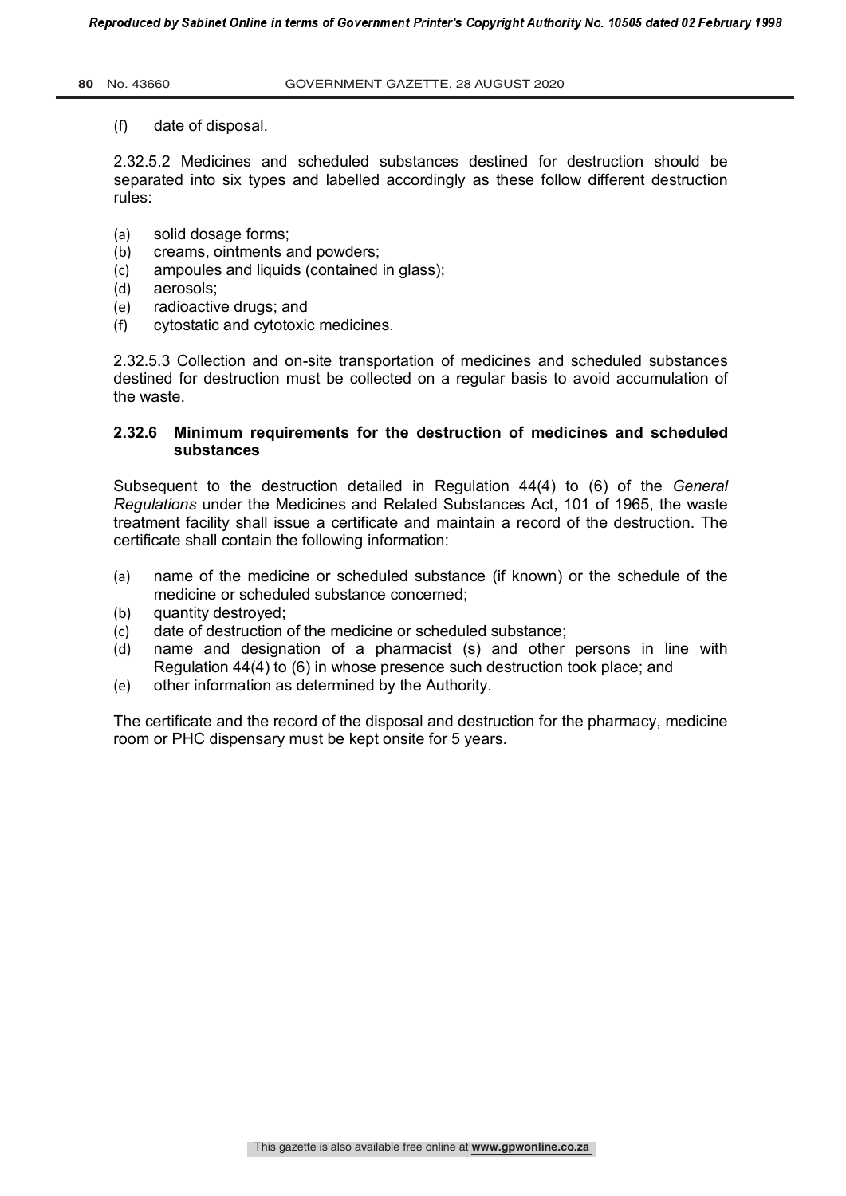(f) date of disposal.

2.32.5.2 Medicines and scheduled substances destined for destruction should be separated into six types and labelled accordingly as these follow different destruction rules:

(a) solid dosage forms;
(b) creams, ointments and powders;
(c) ampoules and liquids (contained in glass);
(d) aerosols;
(e) radioactive drugs; and
(f) cytostatic and cytotoxic medicines.

2.32.5.3 Collection and on-site transportation of medicines and scheduled substances destined for destruction must be collected on a regular basis to avoid accumulation of the waste.

### 2.32.6 Minimum requirements for the destruction of medicines and scheduled substances

Subsequent to the destruction detailed in Regulation 44(4) to (6) of the *General Regulations* under the Medicines and Related Substances Act, 101 of 1965, the waste treatment facility shall issue a certificate and maintain a record of the destruction. The certificate shall contain the following information:

(a) name of the medicine or scheduled substance (if known) or the schedule of the medicine or scheduled substance concerned;
(b) quantity destroyed;
(c) date of destruction of the medicine or scheduled substance;
(d) name and designation of a pharmacist (s) and other persons in line with Regulation 44(4) to (6) in whose presence such destruction took place; and
(e) other information as determined by the Authority.

The certificate and the record of the disposal and destruction for the pharmacy, medicine room or PHC dispensary must be kept onsite for 5 years.